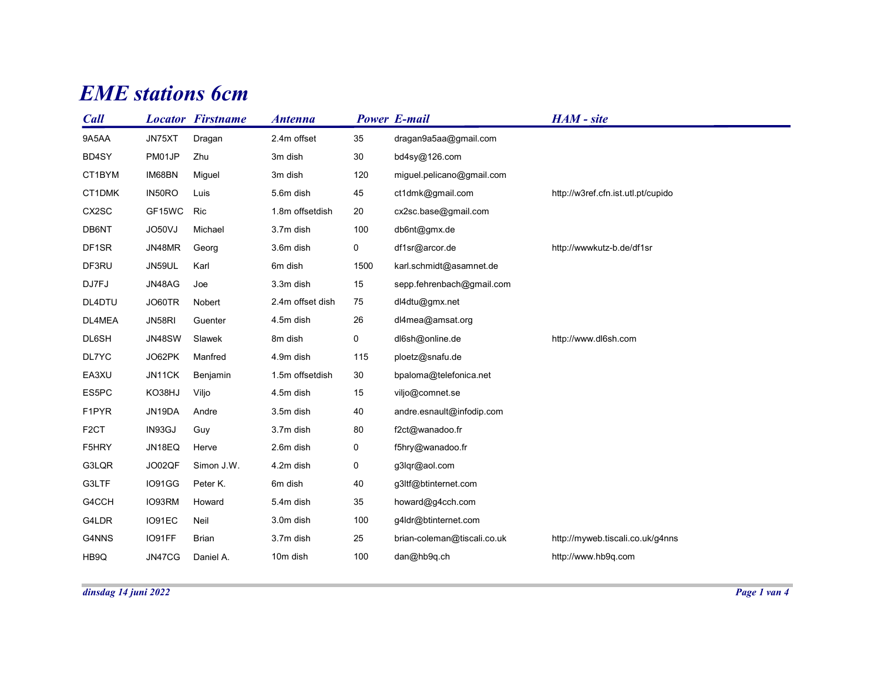# EME stations 6cm

| Call | Locator | Firstname | Antenna | Power | E-mail | HAM - site |
|---|---|---|---|---|---|---|
| 9A5AA | JN75XT | Dragan | 2.4m offset | 35 | dragan9a5aa@gmail.com | |
| BD4SY | PM01JP | Zhu | 3m dish | 30 | bd4sy@126.com | |
| CT1BYM | IM68BN | Miguel | 3m dish | 120 | miguel.pelicano@gmail.com | |
| CT1DMK | IN50RO | Luis | 5.6m dish | 45 | ct1dmk@gmail.com | http://w3ref.cfn.ist.utl.pt/cupido |
| CX2SC | GF15WC | Ric | 1.8m offsetdish | 20 | cx2sc.base@gmail.com | |
| DB6NT | JO50VJ | Michael | 3.7m dish | 100 | db6nt@gmx.de | |
| DF1SR | JN48MR | Georg | 3.6m dish | 0 | df1sr@arcor.de | http://wwwkutz-b.de/df1sr |
| DF3RU | JN59UL | Karl | 6m dish | 1500 | karl.schmidt@asamnet.de | |
| DJ7FJ | JN48AG | Joe | 3.3m dish | 15 | sepp.fehrenbach@gmail.com | |
| DL4DTU | JO60TR | Nobert | 2.4m offset dish | 75 | dl4dtu@gmx.net | |
| DL4MEA | JN58RI | Guenter | 4.5m dish | 26 | dl4mea@amsat.org | |
| DL6SH | JN48SW | Slawek | 8m dish | 0 | dl6sh@online.de | http://www.dl6sh.com |
| DL7YC | JO62PK | Manfred | 4.9m dish | 115 | ploetz@snafu.de | |
| EA3XU | JN11CK | Benjamin | 1.5m offsetdish | 30 | bpaloma@telefonica.net | |
| ES5PC | KO38HJ | Viljo | 4.5m dish | 15 | viljo@comnet.se | |
| F1PYR | JN19DA | Andre | 3.5m dish | 40 | andre.esnault@infodip.com | |
| F2CT | IN93GJ | Guy | 3.7m dish | 80 | f2ct@wanadoo.fr | |
| F5HRY | JN18EQ | Herve | 2.6m dish | 0 | f5hry@wanadoo.fr | |
| G3LQR | JO02QF | Simon J.W. | 4.2m dish | 0 | g3lqr@aol.com | |
| G3LTF | IO91GG | Peter K. | 6m dish | 40 | g3ltf@btinternet.com | |
| G4CCH | IO93RM | Howard | 5.4m dish | 35 | howard@g4cch.com | |
| G4LDR | IO91EC | Neil | 3.0m dish | 100 | g4ldr@btinternet.com | |
| G4NNS | IO91FF | Brian | 3.7m dish | 25 | brian-coleman@tiscali.co.uk | http://myweb.tiscali.co.uk/g4nns |
| HB9Q | JN47CG | Daniel A. | 10m dish | 100 | dan@hb9q.ch | http://www.hb9q.com |

*dinsdag 14 juni 2022*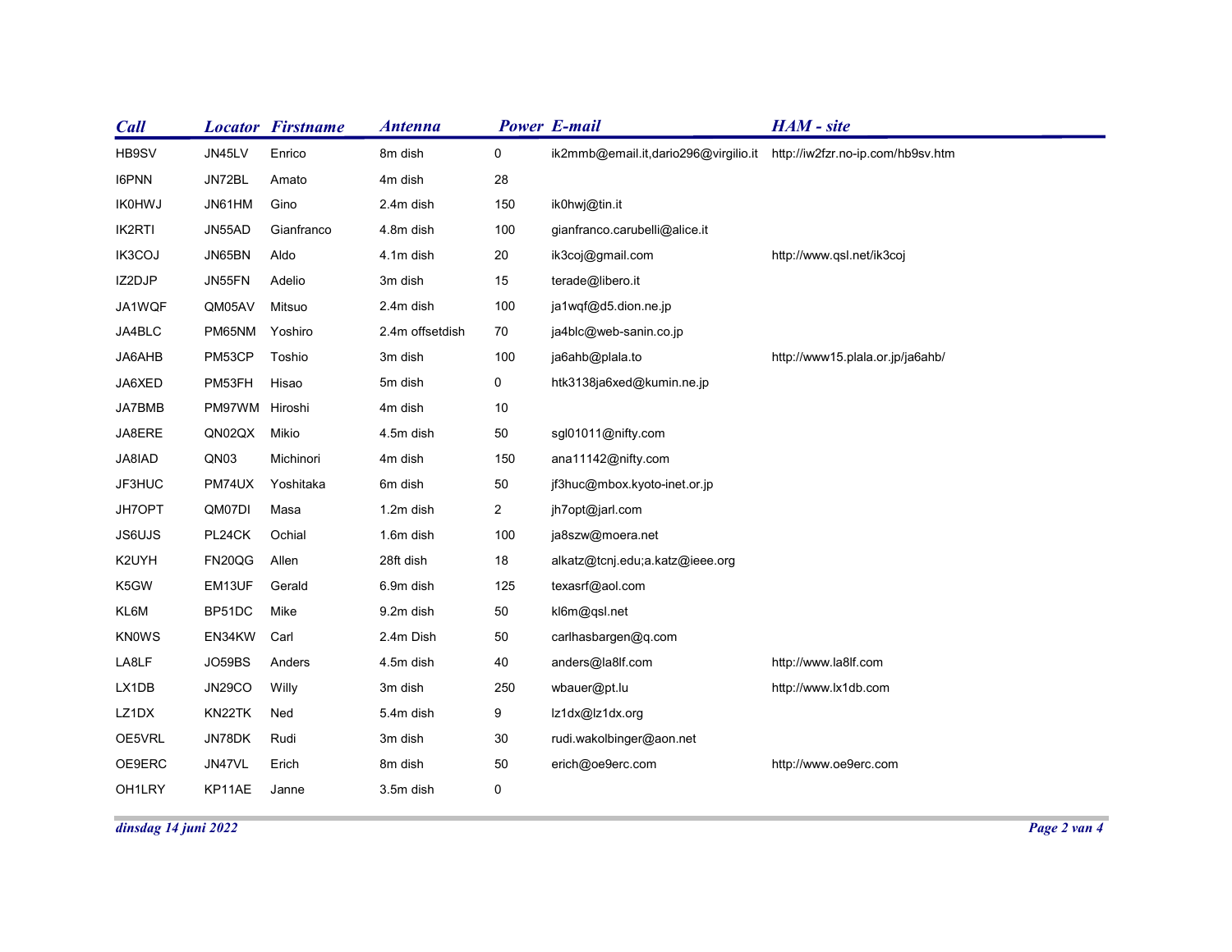| Call | Locator | Firstname | Antenna | Power | E-mail | HAM - site |
|---|---|---|---|---|---|---|
| HB9SV | JN45LV | Enrico | 8m dish | 0 | ik2mmb@email.it,dario296@virgilio.it | http://iw2fzr.no-ip.com/hb9sv.htm |
| I6PNN | JN72BL | Amato | 4m dish | 28 | | |
| IK0HWJ | JN61HM | Gino | 2.4m dish | 150 | ik0hwj@tin.it | |
| IK2RTI | JN55AD | Gianfranco | 4.8m dish | 100 | gianfranco.carubelli@alice.it | |
| IK3COJ | JN65BN | Aldo | 4.1m dish | 20 | ik3coj@gmail.com | http://www.qsl.net/ik3coj |
| IZ2DJP | JN55FN | Adelio | 3m dish | 15 | terade@libero.it | |
| JA1WQF | QM05AV | Mitsuo | 2.4m dish | 100 | ja1wqf@d5.dion.ne.jp | |
| JA4BLC | PM65NM | Yoshiro | 2.4m offsetdish | 70 | ja4blc@web-sanin.co.jp | |
| JA6AHB | PM53CP | Toshio | 3m dish | 100 | ja6ahb@plala.to | http://www15.plala.or.jp/ja6ahb/ |
| JA6XED | PM53FH | Hisao | 5m dish | 0 | htk3138ja6xed@kumin.ne.jp | |
| JA7BMB | PM97WM | Hiroshi | 4m dish | 10 | | |
| JA8ERE | QN02QX | Mikio | 4.5m dish | 50 | sgl01011@nifty.com | |
| JA8IAD | QN03 | Michinori | 4m dish | 150 | ana11142@nifty.com | |
| JF3HUC | PM74UX | Yoshitaka | 6m dish | 50 | jf3huc@mbox.kyoto-inet.or.jp | |
| JH7OPT | QM07DI | Masa | 1.2m dish | 2 | jh7opt@jarl.com | |
| JS6UJS | PL24CK | Ochial | 1.6m dish | 100 | ja8szw@moera.net | |
| K2UYH | FN20QG | Allen | 28ft dish | 18 | alkatz@tcnj.edu;a.katz@ieee.org | |
| K5GW | EM13UF | Gerald | 6.9m dish | 125 | texasrf@aol.com | |
| KL6M | BP51DC | Mike | 9.2m dish | 50 | kl6m@qsl.net | |
| KN0WS | EN34KW | Carl | 2.4m Dish | 50 | carlhasbargen@q.com | |
| LA8LF | JO59BS | Anders | 4.5m dish | 40 | anders@la8lf.com | http://www.la8lf.com |
| LX1DB | JN29CO | Willy | 3m dish | 250 | wbauer@pt.lu | http://www.lx1db.com |
| LZ1DX | KN22TK | Ned | 5.4m dish | 9 | lz1dx@lz1dx.org | |
| OE5VRL | JN78DK | Rudi | 3m dish | 30 | rudi.wakolbinger@aon.net | |
| OE9ERC | JN47VL | Erich | 8m dish | 50 | erich@oe9erc.com | http://www.oe9erc.com |
| OH1LRY | KP11AE | Janne | 3.5m dish | 0 | | |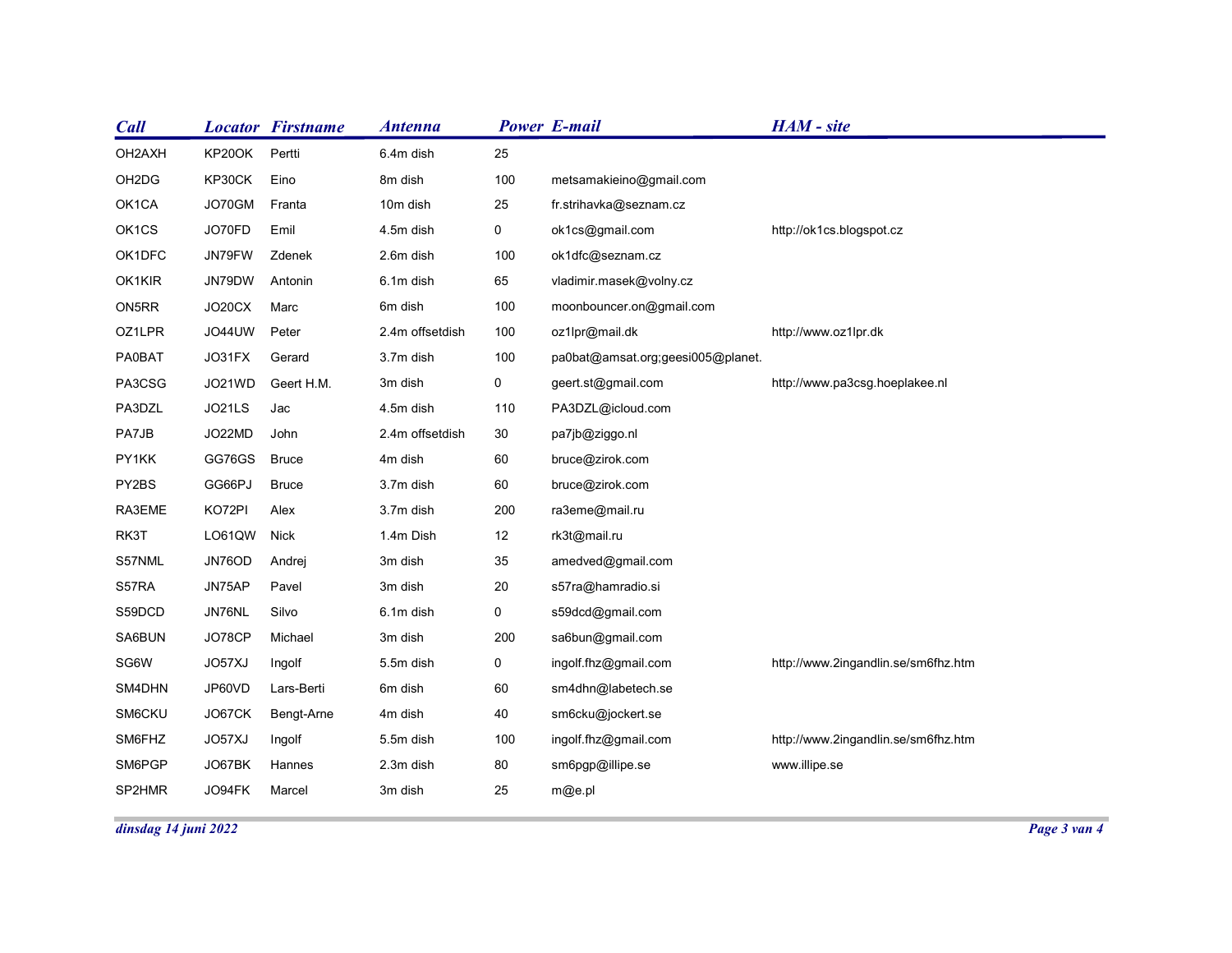| Call | Locator | Firstname | Antenna | Power | E-mail | HAM - site |
| --- | --- | --- | --- | --- | --- | --- |
| OH2AXH | KP20OK | Pertti | 6.4m dish | 25 | | |
| OH2DG | KP30CK | Eino | 8m dish | 100 | metsamakieino@gmail.com | |
| OK1CA | JO70GM | Franta | 10m dish | 25 | fr.strihavka@seznam.cz | |
| OK1CS | JO70FD | Emil | 4.5m dish | 0 | ok1cs@gmail.com | http://ok1cs.blogspot.cz |
| OK1DFC | JN79FW | Zdenek | 2.6m dish | 100 | ok1dfc@seznam.cz | |
| OK1KIR | JN79DW | Antonin | 6.1m dish | 65 | vladimir.masek@volny.cz | |
| ON5RR | JO20CX | Marc | 6m dish | 100 | moonbouncer.on@gmail.com | |
| OZ1LPR | JO44UW | Peter | 2.4m offsetdish | 100 | oz1lpr@mail.dk | http://www.oz1lpr.dk |
| PA0BAT | JO31FX | Gerard | 3.7m dish | 100 | pa0bat@amsat.org;geesi005@planet. | |
| PA3CSG | JO21WD | Geert H.M. | 3m dish | 0 | geert.st@gmail.com | http://www.pa3csg.hoeplakee.nl |
| PA3DZL | JO21LS | Jac | 4.5m dish | 110 | PA3DZL@icloud.com | |
| PA7JB | JO22MD | John | 2.4m offsetdish | 30 | pa7jb@ziggo.nl | |
| PY1KK | GG76GS | Bruce | 4m dish | 60 | bruce@zirok.com | |
| PY2BS | GG66PJ | Bruce | 3.7m dish | 60 | bruce@zirok.com | |
| RA3EME | KO72PI | Alex | 3.7m dish | 200 | ra3eme@mail.ru | |
| RK3T | LO61QW | Nick | 1.4m Dish | 12 | rk3t@mail.ru | |
| S57NML | JN76OD | Andrej | 3m dish | 35 | amedved@gmail.com | |
| S57RA | JN75AP | Pavel | 3m dish | 20 | s57ra@hamradio.si | |
| S59DCD | JN76NL | Silvo | 6.1m dish | 0 | s59dcd@gmail.com | |
| SA6BUN | JO78CP | Michael | 3m dish | 200 | sa6bun@gmail.com | |
| SG6W | JO57XJ | Ingolf | 5.5m dish | 0 | ingolf.fhz@gmail.com | http://www.2ingandlin.se/sm6fhz.htm |
| SM4DHN | JP60VD | Lars-Berti | 6m dish | 60 | sm4dhn@labetech.se | |
| SM6CKU | JO67CK | Bengt-Arne | 4m dish | 40 | sm6cku@jockert.se | |
| SM6FHZ | JO57XJ | Ingolf | 5.5m dish | 100 | ingolf.fhz@gmail.com | http://www.2ingandlin.se/sm6fhz.htm |
| SM6PGP | JO67BK | Hannes | 2.3m dish | 80 | sm6pgp@illipe.se | www.illipe.se |
| SP2HMR | JO94FK | Marcel | 3m dish | 25 | m@e.pl | |

*dinsdag 14 juni 2022*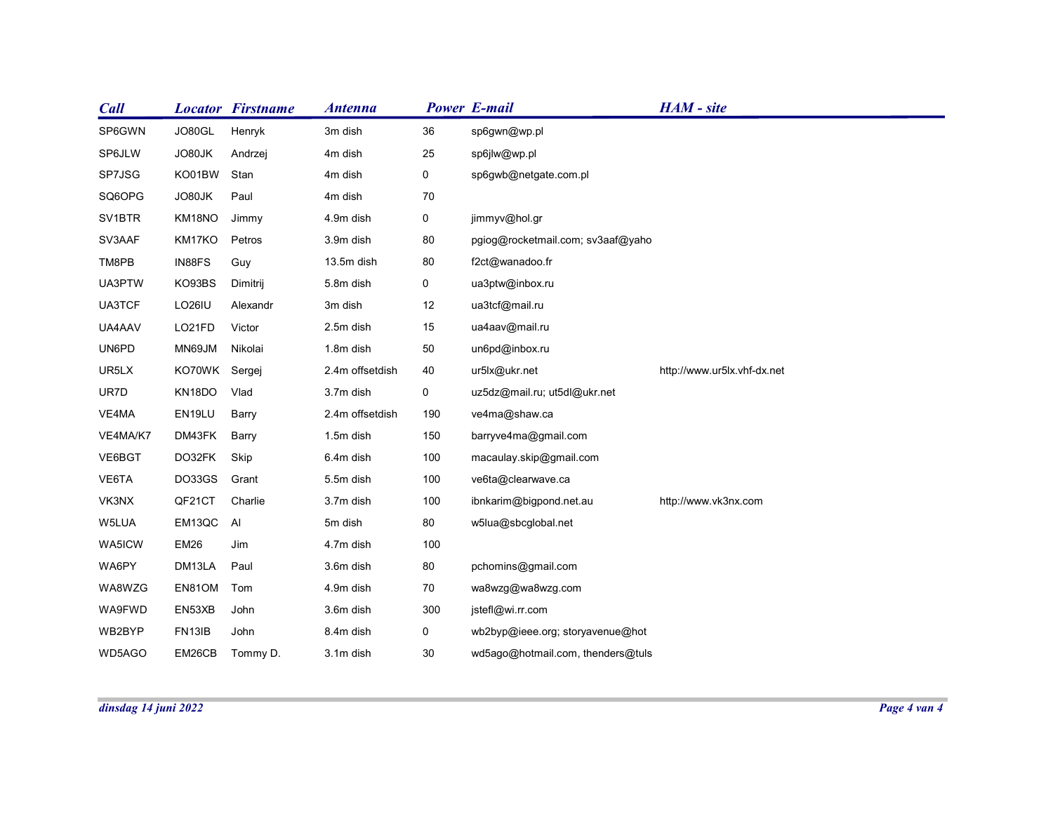| Call | Locator | Firstname | Antenna | Power | E-mail | HAM - site |
|---|---|---|---|---|---|---|
| SP6GWN | JO80GL | Henryk | 3m dish | 36 | sp6gwn@wp.pl | |
| SP6JLW | JO80JK | Andrzej | 4m dish | 25 | sp6jlw@wp.pl | |
| SP7JSG | KO01BW | Stan | 4m dish | 0 | sp6gwb@netgate.com.pl | |
| SQ6OPG | JO80JK | Paul | 4m dish | 70 | | |
| SV1BTR | KM18NO | Jimmy | 4.9m dish | 0 | jimmyv@hol.gr | |
| SV3AAF | KM17KO | Petros | 3.9m dish | 80 | pgiog@rocketmail.com; sv3aaf@yaho | |
| TM8PB | IN88FS | Guy | 13.5m dish | 80 | f2ct@wanadoo.fr | |
| UA3PTW | KO93BS | Dimitrij | 5.8m dish | 0 | ua3ptw@inbox.ru | |
| UA3TCF | LO26IU | Alexandr | 3m dish | 12 | ua3tcf@mail.ru | |
| UA4AAV | LO21FD | Victor | 2.5m dish | 15 | ua4aav@mail.ru | |
| UN6PD | MN69JM | Nikolai | 1.8m dish | 50 | un6pd@inbox.ru | |
| UR5LX | KO70WK | Sergej | 2.4m offsetdish | 40 | ur5lx@ukr.net | http://www.ur5lx.vhf-dx.net |
| UR7D | KN18DO | Vlad | 3.7m dish | 0 | uz5dz@mail.ru; ut5dl@ukr.net | |
| VE4MA | EN19LU | Barry | 2.4m offsetdish | 190 | ve4ma@shaw.ca | |
| VE4MA/K7 | DM43FK | Barry | 1.5m dish | 150 | barryve4ma@gmail.com | |
| VE6BGT | DO32FK | Skip | 6.4m dish | 100 | macaulay.skip@gmail.com | |
| VE6TA | DO33GS | Grant | 5.5m dish | 100 | ve6ta@clearwave.ca | |
| VK3NX | QF21CT | Charlie | 3.7m dish | 100 | ibnkarim@bigpond.net.au | http://www.vk3nx.com |
| W5LUA | EM13QC | Al | 5m dish | 80 | w5lua@sbcglobal.net | |
| WA5ICW | EM26 | Jim | 4.7m dish | 100 | | |
| WA6PY | DM13LA | Paul | 3.6m dish | 80 | pchomins@gmail.com | |
| WA8WZG | EN81OM | Tom | 4.9m dish | 70 | wa8wzg@wa8wzg.com | |
| WA9FWD | EN53XB | John | 3.6m dish | 300 | jstefl@wi.rr.com | |
| WB2BYP | FN13IB | John | 8.4m dish | 0 | wb2byp@ieee.org; storyavenue@hot | |
| WD5AGO | EM26CB | Tommy D. | 3.1m dish | 30 | wd5ago@hotmail.com, thenders@tuls | |

*dinsdag 14 juni 2022*